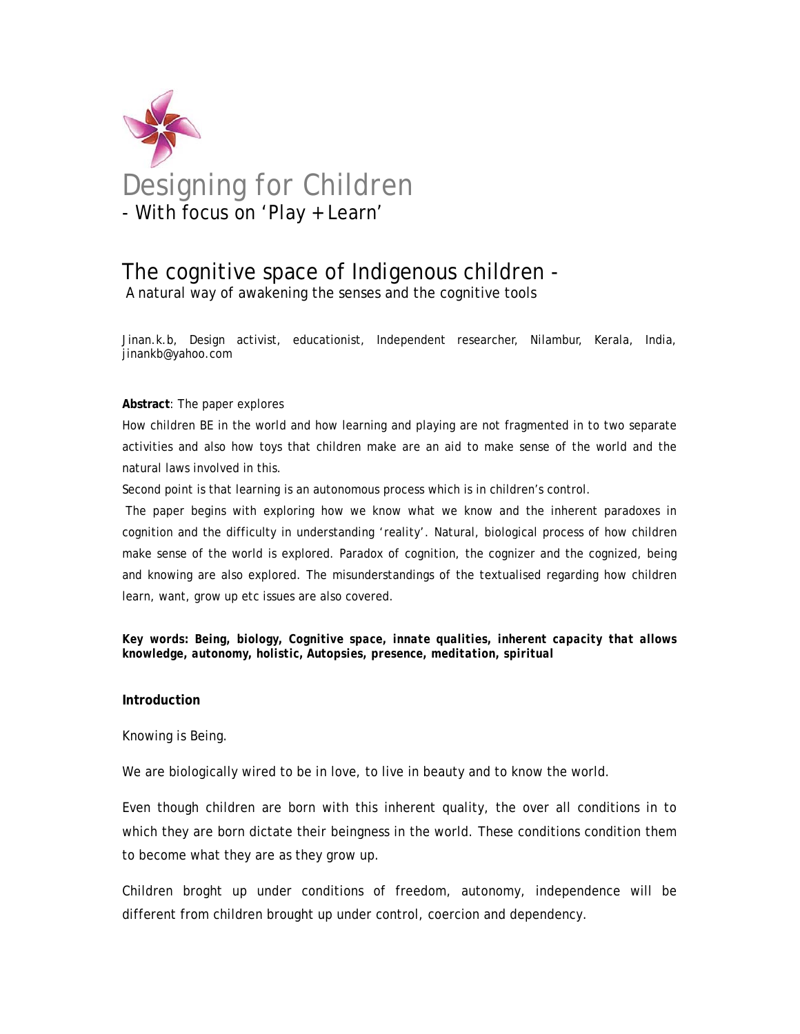# Designing for Children

## - With focus on 'Play + Learn'

# The cognitive space of Indigenous children -

A natural way of awakening the senses and the cognitive tools

Jinan.k.b, Design activist, educationist, Independent researcher, Nilambur, Kerala, India, jinankb@yahoo.com

**Abstract**: The paper explores

How children BE in the world and how learning and playing are not fragmented in to two separate activities and also how toys that children make are an aid to make sense of the world and the natural laws involved in this.

Second point is that learning is an autonomous process which is in children's control.

The paper begins with exploring how we know what we know and the inherent paradoxes in cognition and the difficulty in understanding 'reality'. Natural, biological process of how children make sense of the world is explored. Paradox of cognition, the cognizer and the cognized, being and knowing are also explored. The misunderstandings of the textualised regarding how children learn, want, grow up etc issues are also covered.

**Key words: Being, biology, Cognitive space, *innate qualities, inherent capacity that allows knowledge, autonomy, holistic, Autopsies, presence, meditation, spiritual***

**Introduction**

Knowing is Being.

We are biologically wired to be in love, to live in beauty and to know the world.

Even though children are born with this inherent quality, the over all conditions in to which they are born dictate their beingness in the world. These conditions condition them to become what they are as they grow up.

Children broght up under conditions of freedom, autonomy, independence will be different from children brought up under control, coercion and dependency.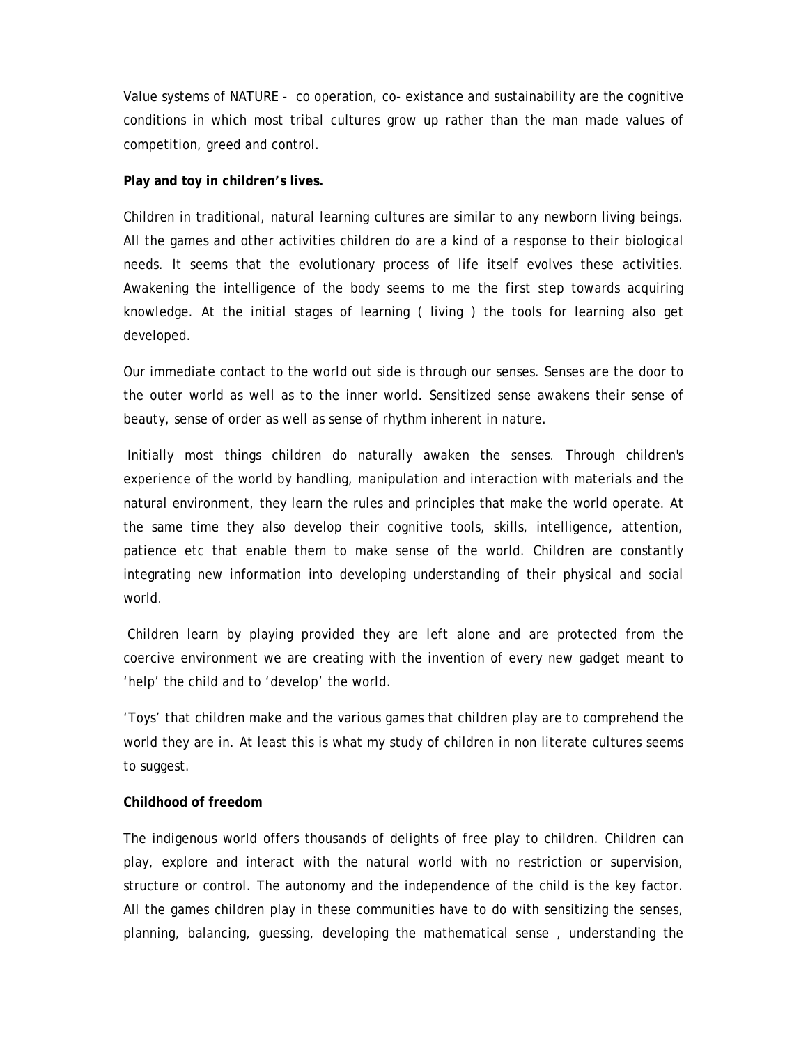Value systems of NATURE - co operation, co- existance and sustainability are the cognitive conditions in which most tribal cultures grow up rather than the man made values of competition, greed and control.

**Play and toy in children's lives.**

Children in traditional, natural learning cultures are similar to any newborn living beings. All the games and other activities children do are a kind of a response to their biological needs. It seems that the evolutionary process of life itself evolves these activities. Awakening the intelligence of the body seems to me the first step towards acquiring knowledge. At the initial stages of learning ( living ) the tools for learning also get developed.

Our immediate contact to the world out side is through our senses. Senses are the door to the outer world as well as to the inner world. Sensitized sense awakens their sense of beauty, sense of order as well as sense of rhythm inherent in nature.

Initially most things children do naturally awaken the senses. Through children's experience of the world by handling, manipulation and interaction with materials and the natural environment, they learn the rules and principles that make the world operate. At the same time they also develop their cognitive tools, skills, intelligence, attention, patience etc that enable them to make sense of the world. Children are constantly integrating new information into developing understanding of their physical and social world.

Children learn by playing provided they are left alone and are protected from the coercive environment we are creating with the invention of every new gadget meant to 'help' the child and to 'develop' the world.

'Toys' that children make and the various games that children play are to comprehend the world they are in. At least this is what my study of children in non literate cultures seems to suggest.

**Childhood of freedom**

The indigenous world offers thousands of delights of free play to children. Children can play, explore and interact with the natural world with no restriction or supervision, structure or control. The autonomy and the independence of the child is the key factor. All the games children play in these communities have to do with sensitizing the senses, planning, balancing, guessing, developing the mathematical sense , understanding the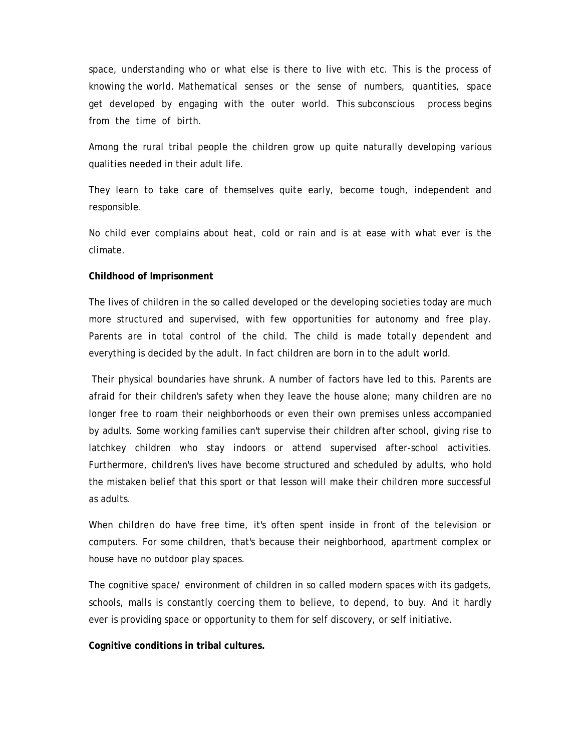space, understanding who or what else is there to live with etc. This is the process of knowing the world. Mathematical senses or the sense of numbers, quantities, space get developed by engaging with the outer world. This subconscious process begins from the time of birth.

Among the rural tribal people the children grow up quite naturally developing various qualities needed in their adult life.

They learn to take care of themselves quite early, become tough, independent and responsible.

No child ever complains about heat, cold or rain and is at ease with what ever is the climate.

**Childhood of Imprisonment**

The lives of children in the so called developed or the developing societies today are much more structured and supervised, with few opportunities for autonomy and free play. Parents are in total control of the child. The child is made totally dependent and everything is decided by the adult. In fact children are born in to the adult world.

Their physical boundaries have shrunk. A number of factors have led to this. Parents are afraid for their children's safety when they leave the house alone; many children are no longer free to roam their neighborhoods or even their own premises unless accompanied by adults. Some working families can't supervise their children after school, giving rise to latchkey children who stay indoors or attend supervised after-school activities. Furthermore, children's lives have become structured and scheduled by adults, who hold the mistaken belief that this sport or that lesson will make their children more successful as adults.

When children do have free time, it's often spent inside in front of the television or computers. For some children, that's because their neighborhood, apartment complex or house have no outdoor play spaces.

The cognitive space/ environment of children in so called modern spaces with its gadgets, schools, malls is constantly coercing them to believe, to depend, to buy. And it hardly ever is providing space or opportunity to them for self discovery, or self initiative.

**Cognitive conditions in tribal cultures.**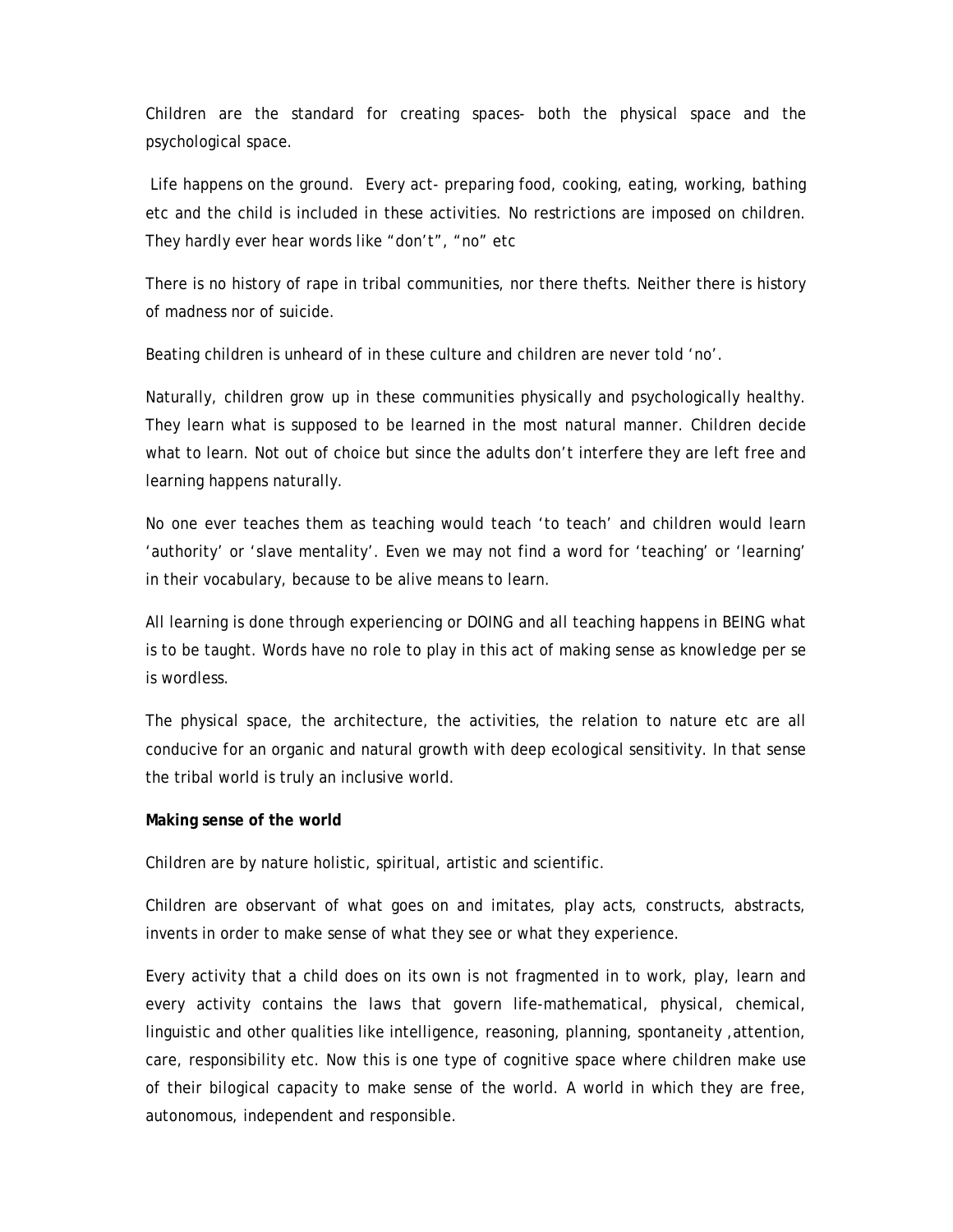Children are the standard for creating spaces- both the physical space and the psychological space.

Life happens on the ground. Every act- preparing food, cooking, eating, working, bathing etc and the child is included in these activities. No restrictions are imposed on children. They hardly ever hear words like “don’t”, “no” etc

There is no history of rape in tribal communities, nor there thefts. Neither there is history of madness nor of suicide.

Beating children is unheard of in these culture and children are never told ‘no’.

Naturally, children grow up in these communities physically and psychologically healthy. They learn what is supposed to be learned in the most natural manner. Children decide what to learn. Not out of choice but since the adults don’t interfere they are left free and learning happens naturally.

No one ever teaches them as teaching would teach ‘to teach’ and children would learn ‘authority’ or ‘slave mentality’. Even we may not find a word for ‘teaching’ or ‘learning’ in their vocabulary, because to be alive means to learn.

All learning is done through experiencing or DOING and all teaching happens in BEING what is to be taught. Words have no role to play in this act of making sense as knowledge per se is wordless.

The physical space, the architecture, the activities, the relation to nature etc are all conducive for an organic and natural growth with deep ecological sensitivity. In that sense the tribal world is truly an inclusive world.

**Making sense of the world**

Children are by nature holistic, spiritual, artistic and scientific.

Children are observant of what goes on and imitates, play acts, constructs, abstracts, invents in order to make sense of what they see or what they experience.

Every activity that a child does on its own is not fragmented in to work, play, learn and every activity contains the laws that govern life-mathematical, physical, chemical, linguistic and other qualities like intelligence, reasoning, planning, spontaneity ,attention, care, responsibility etc. Now this is one type of cognitive space where children make use of their bilogical capacity to make sense of the world. A world in which they are free, autonomous, independent and responsible.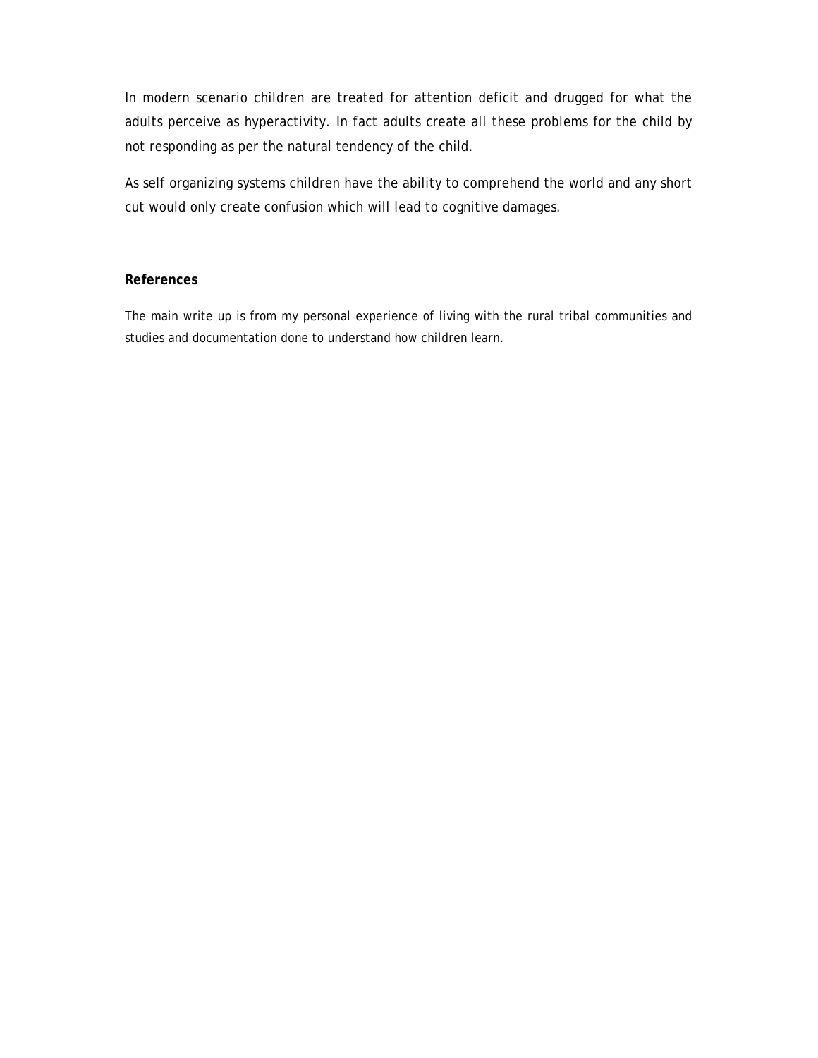In modern scenario children are treated for attention deficit and drugged for what the adults perceive as hyperactivity. In fact adults create all these problems for the child by not responding as per the natural tendency of the child.

As self organizing systems children have the ability to comprehend the world and any short cut would only create confusion which will lead to cognitive damages.

### References

The main write up is from my personal experience of living with the rural tribal communities and studies and documentation done to understand how children learn.